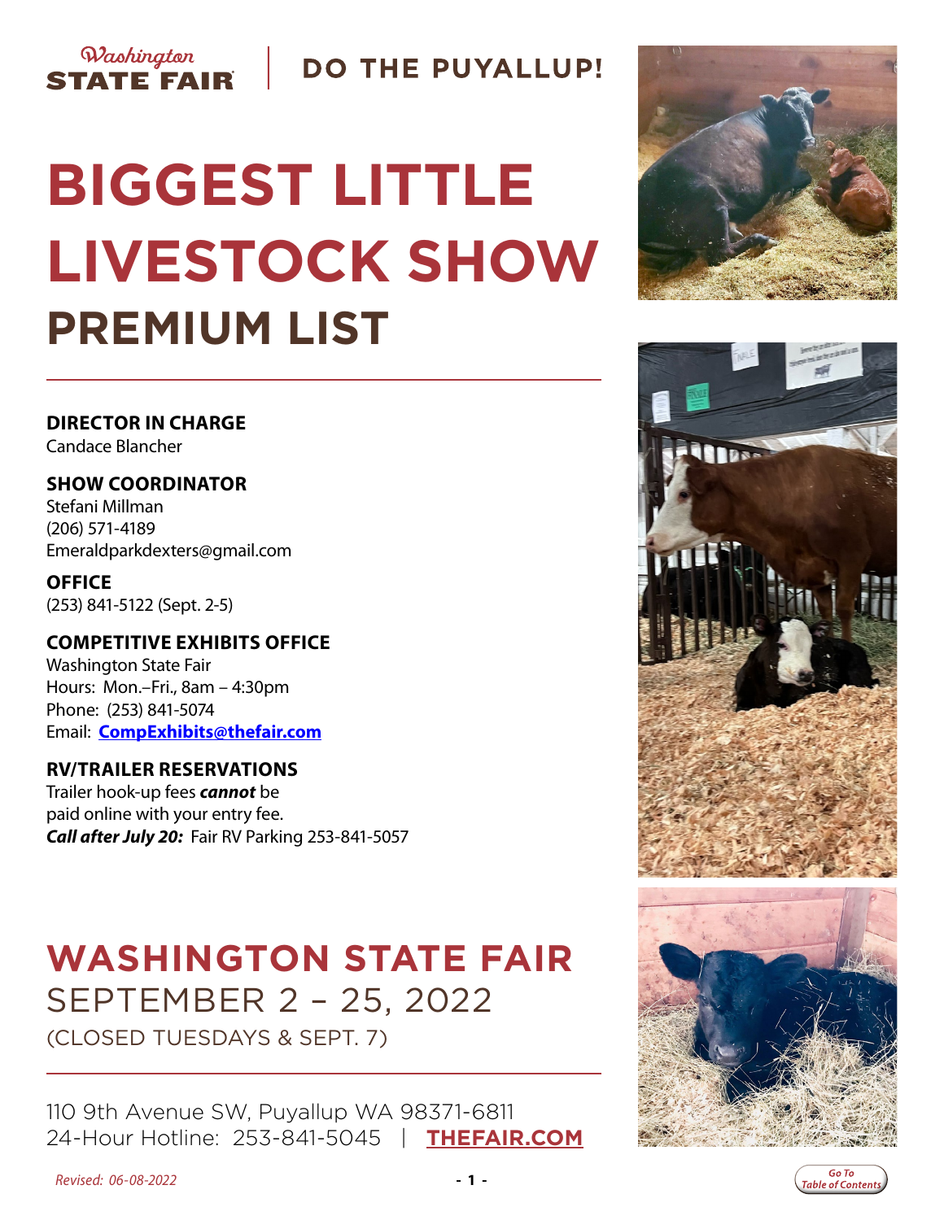Washington STATE FAIR | DO THE PUYALLUP!

# BIGGEST LITTLE LIVESTOCK SHOW

## PREMIUM LIST

**DIRECTOR IN CHARGE**
Candace Blancher

**SHOW COORDINATOR**
Stefani Millman
(206) 571-4189
Emeraldparkdexters@gmail.com

**OFFICE**
(253) 841-5122 (Sept. 2-5)

**COMPETITIVE EXHIBITS OFFICE**
Washington State Fair
Hours: Mon.–Fri., 8am – 4:30pm
Phone: (253) 841-5074
Email: **CompExhibits@thefair.com**

**RV/TRAILER RESERVATIONS**
Trailer hook-up fees ***cannot*** be paid online with your entry fee.
***Call after July 20:*** Fair RV Parking 253-841-5057

## WASHINGTON STATE FAIR

SEPTEMBER 2 – 25, 2022
(CLOSED TUESDAYS & SEPT. 7)

110 9th Avenue SW, Puyallup WA 98371-6811
24-Hour Hotline: 253-841-5045 | **THEFAIR.COM**

*Revised: 06-08-2022*

Go To Table of Contents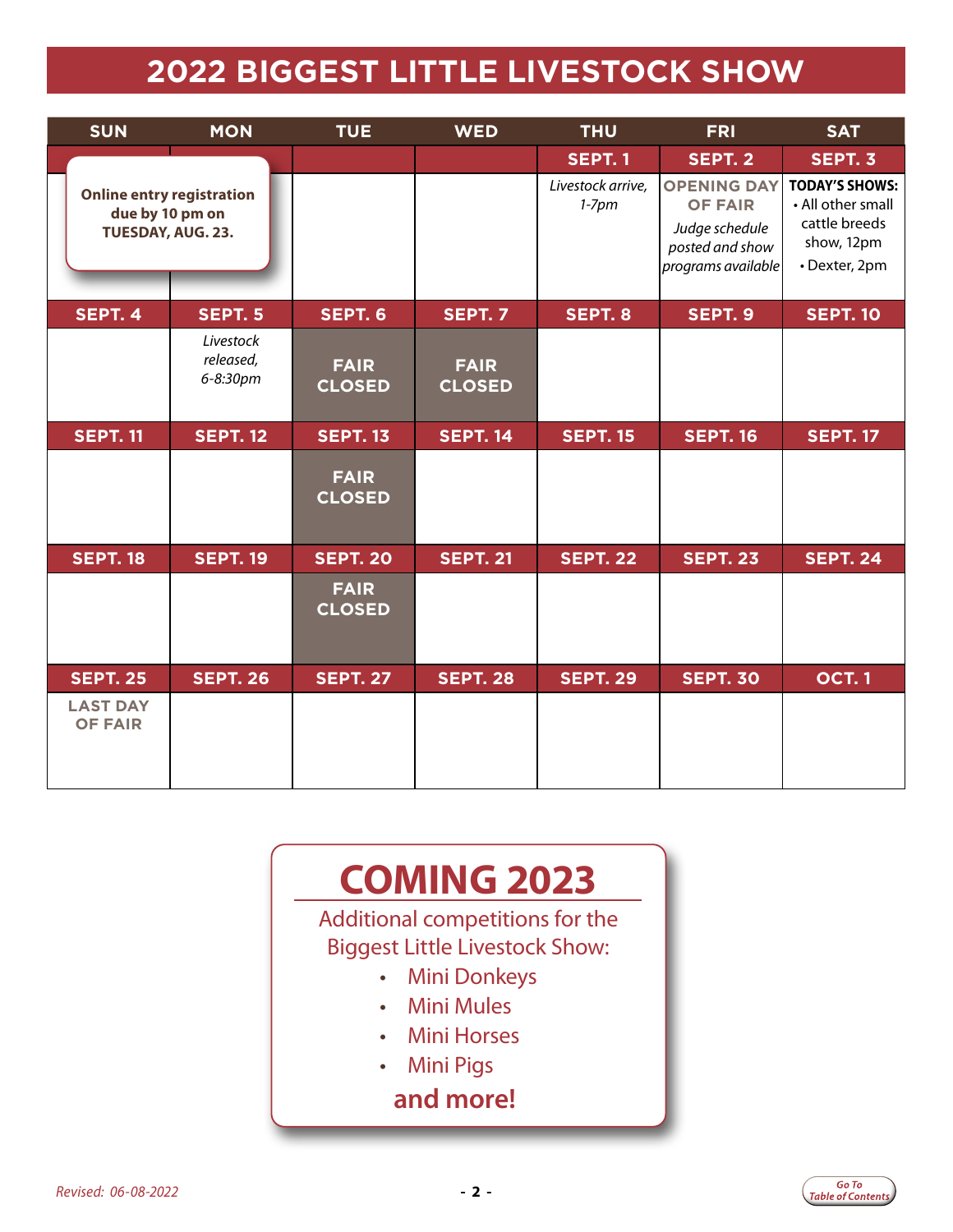# 2022 BIGGEST LITTLE LIVESTOCK SHOW

| SUN | MON | TUE | WED | THU | FRI | SAT |
|---|---|---|---|---|---|---|
| | | | | SEPT. 1 | SEPT. 2 | SEPT. 3 |
| **Online entry registration due by 10 pm on TUESDAY, AUG. 23.** | | | | *Livestock arrive, 1-7pm* | **OPENING DAY OF FAIR** *Judge schedule posted and show programs available* | **TODAY'S SHOWS:** • All other small cattle breeds show, 12pm • Dexter, 2pm |
| SEPT. 4 | SEPT. 5 | SEPT. 6 | SEPT. 7 | SEPT. 8 | SEPT. 9 | SEPT. 10 |
| | *Livestock released, 6-8:30pm* | **FAIR CLOSED** | **FAIR CLOSED** | | | |
| SEPT. 11 | SEPT. 12 | SEPT. 13 | SEPT. 14 | SEPT. 15 | SEPT. 16 | SEPT. 17 |
| | | **FAIR CLOSED** | | | | |
| SEPT. 18 | SEPT. 19 | SEPT. 20 | SEPT. 21 | SEPT. 22 | SEPT. 23 | SEPT. 24 |
| | | **FAIR CLOSED** | | | | |
| SEPT. 25 | SEPT. 26 | SEPT. 27 | SEPT. 28 | SEPT. 29 | SEPT. 30 | OCT. 1 |
| **LAST DAY OF FAIR** | | | | | | |

## COMING 2023

Additional competitions for the Biggest Little Livestock Show:

- Mini Donkeys
- Mini Mules
- Mini Horses
- Mini Pigs

**and more!**

*Revised: 06-08-2022*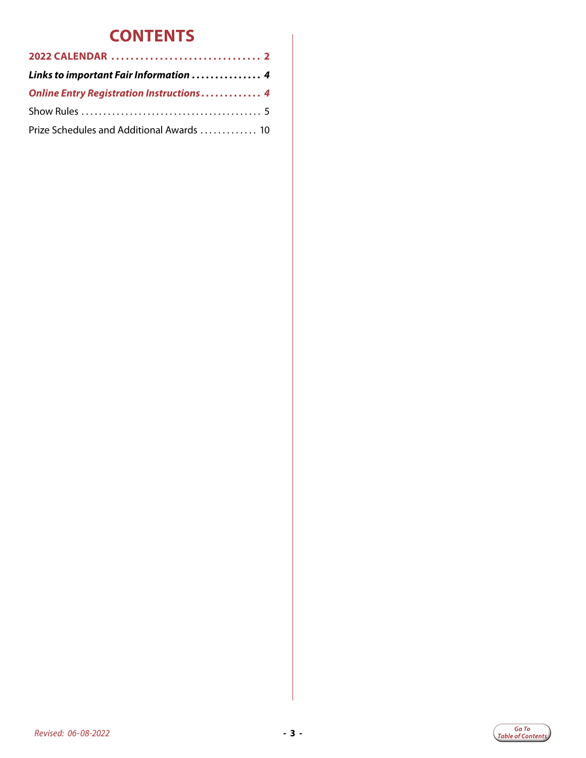# CONTENTS

**2022 CALENDAR ............................... 2**

***Links to important Fair Information ............... 4***

***Online Entry Registration Instructions............. 4***

Show Rules ........................................ 5

Prize Schedules and Additional Awards ............. 10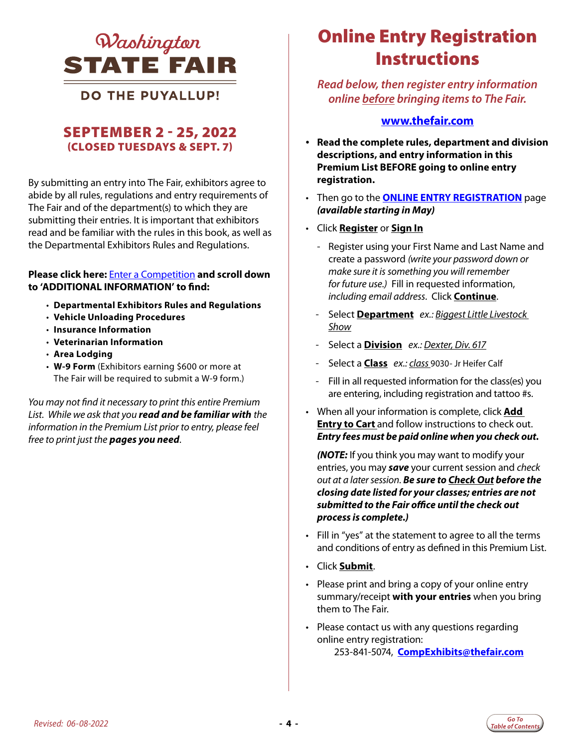# Washington STATE FAIR

**DO THE PUYALLUP!**

## SEPTEMBER 2 - 25, 2022
**(CLOSED TUESDAYS & SEPT. 7)**

By submitting an entry into The Fair, exhibitors agree to abide by all rules, regulations and entry requirements of The Fair and of the department(s) to which they are submitting their entries. It is important that exhibitors read and be familiar with the rules in this book, as well as the Departmental Exhibitors Rules and Regulations.

**Please click here:** Enter a Competition **and scroll down to 'ADDITIONAL INFORMATION' to find:**

- **Departmental Exhibitors Rules and Regulations**
- **Vehicle Unloading Procedures**
- **Insurance Information**
- **Veterinarian Information**
- **Area Lodging**
- **W-9 Form** (Exhibitors earning $600 or more at The Fair will be required to submit a W-9 form.)

*You may not find it necessary to print this entire Premium List. While we ask that you **read and be familiar with** the information in the Premium List prior to entry, please feel free to print just the **pages you need**.*

# Online Entry Registration Instructions

*Read below, then register entry information online before bringing items to The Fair.*

**www.thefair.com**

- **Read the complete rules, department and division descriptions, and entry information in this Premium List BEFORE going to online entry registration.**
- Then go to the **ONLINE ENTRY REGISTRATION** page ***(available starting in May)***
- Click **Register** or **Sign In**
  - Register using your First Name and Last Name and create a password *(write your password down or make sure it is something you will remember for future use.)* Fill in requested information, *including email address*. Click **Continue**.
  - Select **Department** *ex.: Biggest Little Livestock Show*
  - Select a **Division** *ex.: Dexter, Div. 617*
  - Select a **Class** *ex.: class* 9030- Jr Heifer Calf
  - Fill in all requested information for the class(es) you are entering, including registration and tattoo #s.
- When all your information is complete, click **Add Entry to Cart** and follow instructions to check out. ***Entry fees must be paid online when you check out.***

  ***(NOTE:*** If you think you may want to modify your entries, you may ***save*** your current session and *check out at a later session.* ***Be sure to Check Out before the closing date listed for your classes; entries are not submitted to the Fair office until the check out process is complete.)***
- Fill in "yes" at the statement to agree to all the terms and conditions of entry as defined in this Premium List.
- Click **Submit**.
- Please print and bring a copy of your online entry summary/receipt **with your entries** when you bring them to The Fair.
- Please contact us with any questions regarding online entry registration:
  253-841-5074, **CompExhibits@thefair.com**

*Revised: 06-08-2022*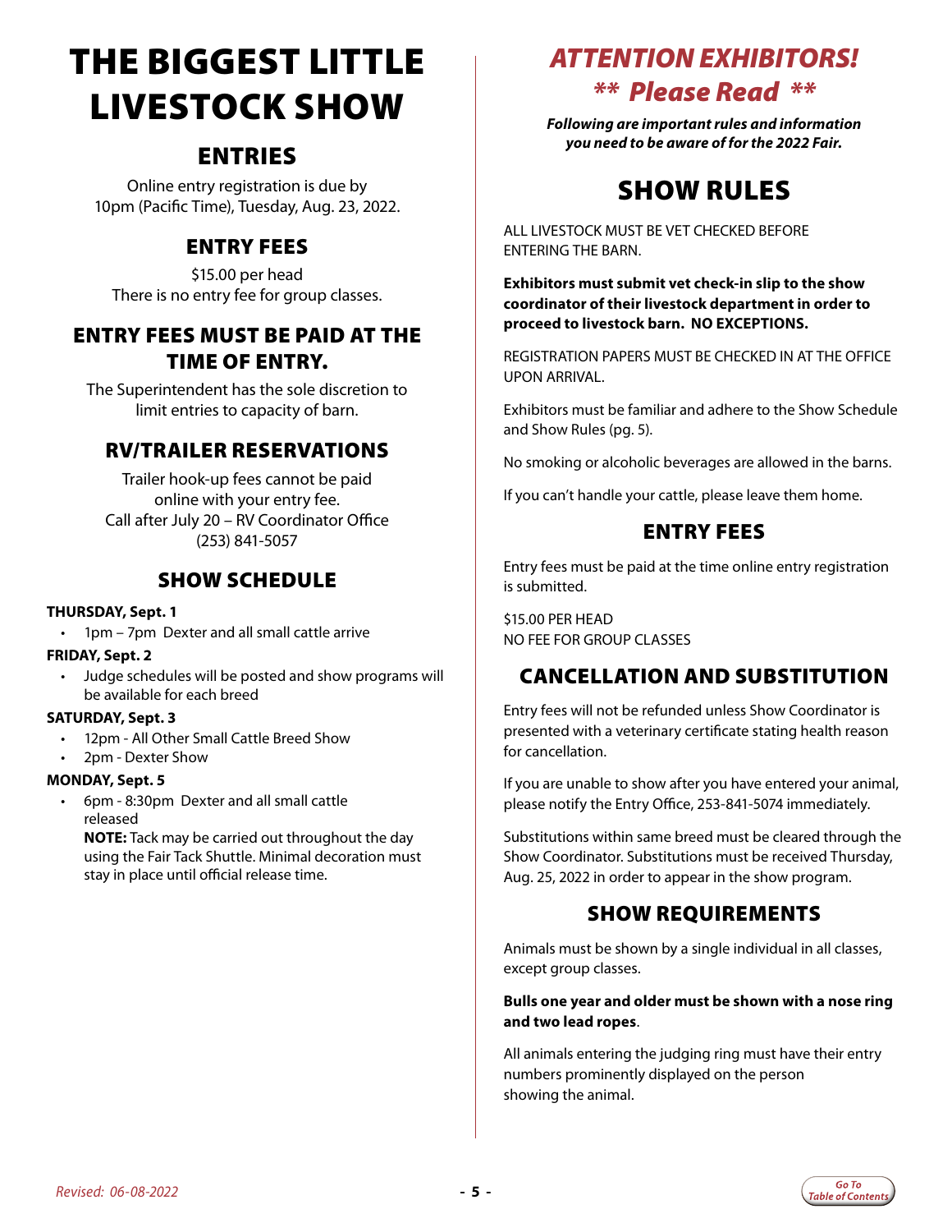# THE BIGGEST LITTLE LIVESTOCK SHOW

## ENTRIES

Online entry registration is due by 10pm (Pacific Time), Tuesday, Aug. 23, 2022.

## ENTRY FEES

$15.00 per head
There is no entry fee for group classes.

## ENTRY FEES MUST BE PAID AT THE TIME OF ENTRY.

The Superintendent has the sole discretion to limit entries to capacity of barn.

## RV/TRAILER RESERVATIONS

Trailer hook-up fees cannot be paid online with your entry fee.
Call after July 20 – RV Coordinator Office (253) 841-5057

## SHOW SCHEDULE

**THURSDAY, Sept. 1**

- 1pm – 7pm Dexter and all small cattle arrive

**FRIDAY, Sept. 2**

- Judge schedules will be posted and show programs will be available for each breed

**SATURDAY, Sept. 3**

- 12pm - All Other Small Cattle Breed Show
- 2pm - Dexter Show

**MONDAY, Sept. 5**

- 6pm - 8:30pm Dexter and all small cattle released
  **NOTE:** Tack may be carried out throughout the day using the Fair Tack Shuttle. Minimal decoration must stay in place until official release time.

# *ATTENTION EXHIBITORS! ** Please Read ***

***Following are important rules and information you need to be aware of for the 2022 Fair.***

## SHOW RULES

ALL LIVESTOCK MUST BE VET CHECKED BEFORE ENTERING THE BARN.

**Exhibitors must submit vet check-in slip to the show coordinator of their livestock department in order to proceed to livestock barn. NO EXCEPTIONS.**

REGISTRATION PAPERS MUST BE CHECKED IN AT THE OFFICE UPON ARRIVAL.

Exhibitors must be familiar and adhere to the Show Schedule and Show Rules (pg. 5).

No smoking or alcoholic beverages are allowed in the barns.

If you can't handle your cattle, please leave them home.

## ENTRY FEES

Entry fees must be paid at the time online entry registration is submitted.

$15.00 PER HEAD
NO FEE FOR GROUP CLASSES

## CANCELLATION AND SUBSTITUTION

Entry fees will not be refunded unless Show Coordinator is presented with a veterinary certificate stating health reason for cancellation.

If you are unable to show after you have entered your animal, please notify the Entry Office, 253-841-5074 immediately.

Substitutions within same breed must be cleared through the Show Coordinator. Substitutions must be received Thursday, Aug. 25, 2022 in order to appear in the show program.

## SHOW REQUIREMENTS

Animals must be shown by a single individual in all classes, except group classes.

**Bulls one year and older must be shown with a nose ring and two lead ropes**.

All animals entering the judging ring must have their entry numbers prominently displayed on the person showing the animal.

*Revised: 06-08-2022*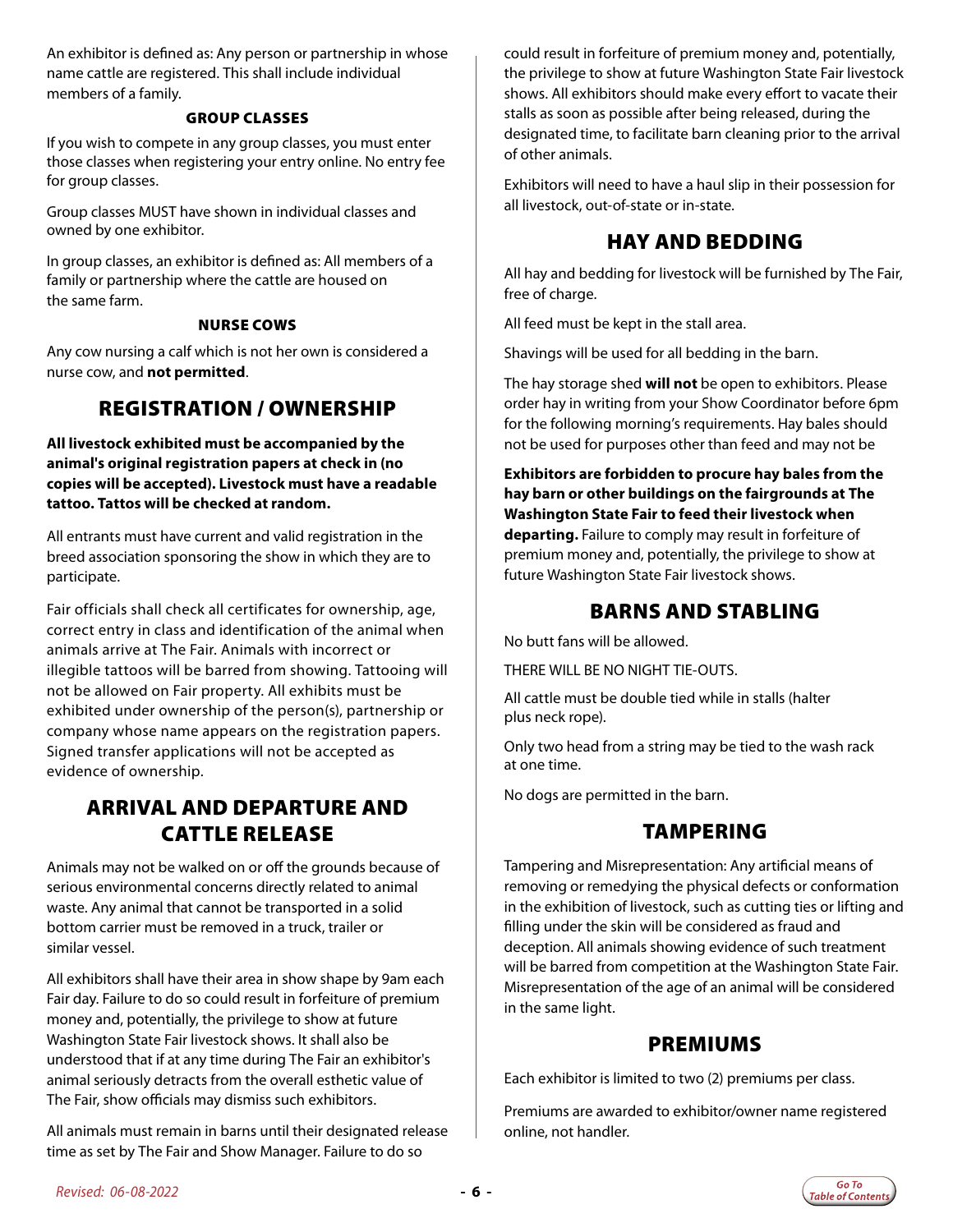An exhibitor is defined as: Any person or partnership in whose name cattle are registered. This shall include individual members of a family.

### GROUP CLASSES

If you wish to compete in any group classes, you must enter those classes when registering your entry online. No entry fee for group classes.

Group classes MUST have shown in individual classes and owned by one exhibitor.

In group classes, an exhibitor is defined as: All members of a family or partnership where the cattle are housed on the same farm.

### NURSE COWS

Any cow nursing a calf which is not her own is considered a nurse cow, and **not permitted**.

## REGISTRATION / OWNERSHIP

**All livestock exhibited must be accompanied by the animal's original registration papers at check in (no copies will be accepted). Livestock must have a readable tattoo. Tattos will be checked at random.**

All entrants must have current and valid registration in the breed association sponsoring the show in which they are to participate.

Fair officials shall check all certificates for ownership, age, correct entry in class and identification of the animal when animals arrive at The Fair. Animals with incorrect or illegible tattoos will be barred from showing. Tattooing will not be allowed on Fair property. All exhibits must be exhibited under ownership of the person(s), partnership or company whose name appears on the registration papers. Signed transfer applications will not be accepted as evidence of ownership.

## ARRIVAL AND DEPARTURE AND CATTLE RELEASE

Animals may not be walked on or off the grounds because of serious environmental concerns directly related to animal waste. Any animal that cannot be transported in a solid bottom carrier must be removed in a truck, trailer or similar vessel.

All exhibitors shall have their area in show shape by 9am each Fair day. Failure to do so could result in forfeiture of premium money and, potentially, the privilege to show at future Washington State Fair livestock shows. It shall also be understood that if at any time during The Fair an exhibitor's animal seriously detracts from the overall esthetic value of The Fair, show officials may dismiss such exhibitors.

All animals must remain in barns until their designated release time as set by The Fair and Show Manager. Failure to do so could result in forfeiture of premium money and, potentially, the privilege to show at future Washington State Fair livestock shows. All exhibitors should make every effort to vacate their stalls as soon as possible after being released, during the designated time, to facilitate barn cleaning prior to the arrival of other animals.

Exhibitors will need to have a haul slip in their possession for all livestock, out-of-state or in-state.

## HAY AND BEDDING

All hay and bedding for livestock will be furnished by The Fair, free of charge.

All feed must be kept in the stall area.

Shavings will be used for all bedding in the barn.

The hay storage shed **will not** be open to exhibitors. Please order hay in writing from your Show Coordinator before 6pm for the following morning's requirements. Hay bales should not be used for purposes other than feed and may not be

**Exhibitors are forbidden to procure hay bales from the hay barn or other buildings on the fairgrounds at The Washington State Fair to feed their livestock when departing.** Failure to comply may result in forfeiture of premium money and, potentially, the privilege to show at future Washington State Fair livestock shows.

## BARNS AND STABLING

No butt fans will be allowed.

THERE WILL BE NO NIGHT TIE-OUTS.

All cattle must be double tied while in stalls (halter plus neck rope).

Only two head from a string may be tied to the wash rack at one time.

No dogs are permitted in the barn.

## TAMPERING

Tampering and Misrepresentation: Any artificial means of removing or remedying the physical defects or conformation in the exhibition of livestock, such as cutting ties or lifting and filling under the skin will be considered as fraud and deception. All animals showing evidence of such treatment will be barred from competition at the Washington State Fair. Misrepresentation of the age of an animal will be considered in the same light.

## PREMIUMS

Each exhibitor is limited to two (2) premiums per class.

Premiums are awarded to exhibitor/owner name registered online, not handler.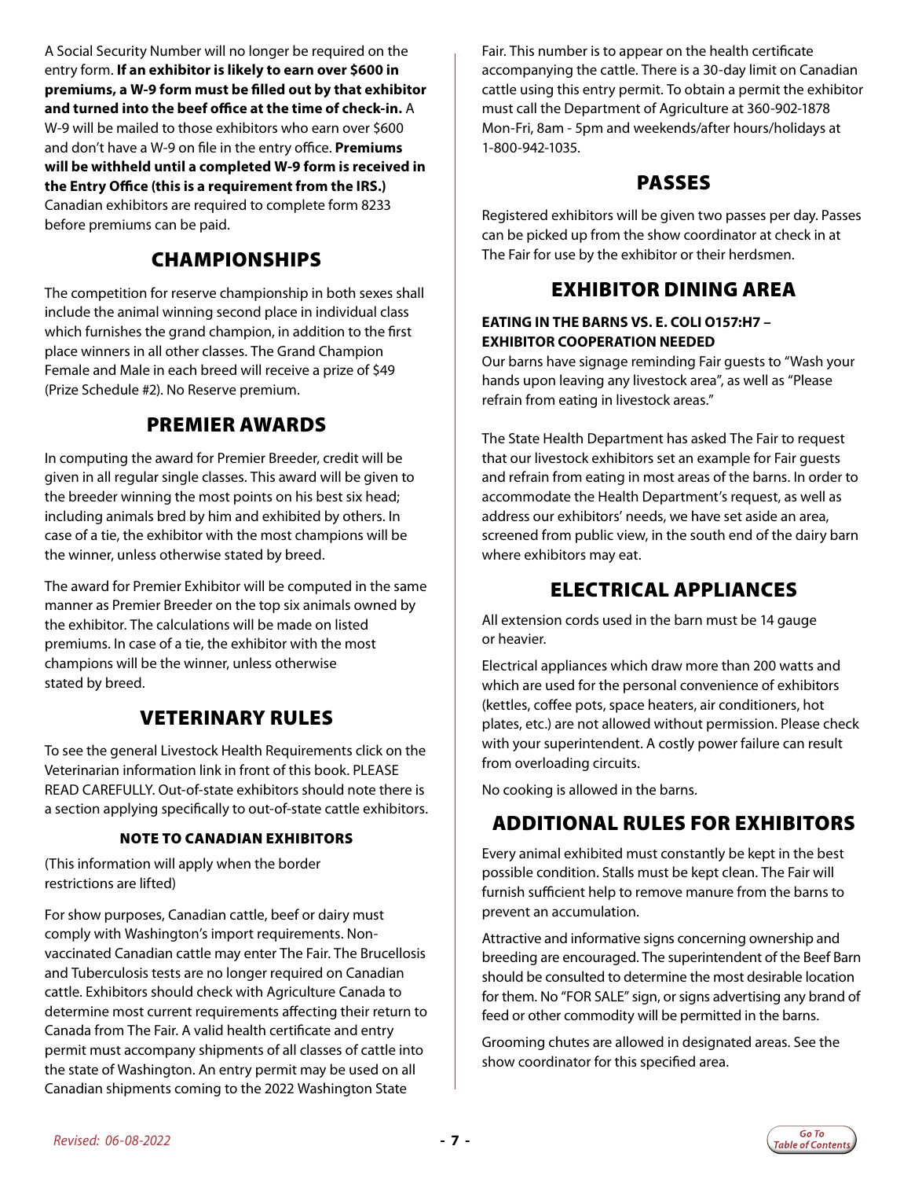A Social Security Number will no longer be required on the entry form. **If an exhibitor is likely to earn over $600 in premiums, a W-9 form must be filled out by that exhibitor and turned into the beef office at the time of check-in.** A W-9 will be mailed to those exhibitors who earn over $600 and don't have a W-9 on file in the entry office. **Premiums will be withheld until a completed W-9 form is received in the Entry Office (this is a requirement from the IRS.)** Canadian exhibitors are required to complete form 8233 before premiums can be paid.

## CHAMPIONSHIPS

The competition for reserve championship in both sexes shall include the animal winning second place in individual class which furnishes the grand champion, in addition to the first place winners in all other classes. The Grand Champion Female and Male in each breed will receive a prize of $49 (Prize Schedule #2). No Reserve premium.

## PREMIER AWARDS

In computing the award for Premier Breeder, credit will be given in all regular single classes. This award will be given to the breeder winning the most points on his best six head; including animals bred by him and exhibited by others. In case of a tie, the exhibitor with the most champions will be the winner, unless otherwise stated by breed.

The award for Premier Exhibitor will be computed in the same manner as Premier Breeder on the top six animals owned by the exhibitor. The calculations will be made on listed premiums. In case of a tie, the exhibitor with the most champions will be the winner, unless otherwise stated by breed.

## VETERINARY RULES

To see the general Livestock Health Requirements click on the Veterinarian information link in front of this book. PLEASE READ CAREFULLY. Out-of-state exhibitors should note there is a section applying specifically to out-of-state cattle exhibitors.

### NOTE TO CANADIAN EXHIBITORS

(This information will apply when the border restrictions are lifted)

For show purposes, Canadian cattle, beef or dairy must comply with Washington's import requirements. Non-vaccinated Canadian cattle may enter The Fair. The Brucellosis and Tuberculosis tests are no longer required on Canadian cattle. Exhibitors should check with Agriculture Canada to determine most current requirements affecting their return to Canada from The Fair. A valid health certificate and entry permit must accompany shipments of all classes of cattle into the state of Washington. An entry permit may be used on all Canadian shipments coming to the 2022 Washington State Fair. This number is to appear on the health certificate accompanying the cattle. There is a 30-day limit on Canadian cattle using this entry permit. To obtain a permit the exhibitor must call the Department of Agriculture at 360-902-1878 Mon-Fri, 8am - 5pm and weekends/after hours/holidays at 1-800-942-1035.

## PASSES

Registered exhibitors will be given two passes per day. Passes can be picked up from the show coordinator at check in at The Fair for use by the exhibitor or their herdsmen.

## EXHIBITOR DINING AREA

**EATING IN THE BARNS VS. E. COLI O157:H7 – EXHIBITOR COOPERATION NEEDED**

Our barns have signage reminding Fair guests to "Wash your hands upon leaving any livestock area", as well as "Please refrain from eating in livestock areas."

The State Health Department has asked The Fair to request that our livestock exhibitors set an example for Fair guests and refrain from eating in most areas of the barns. In order to accommodate the Health Department's request, as well as address our exhibitors' needs, we have set aside an area, screened from public view, in the south end of the dairy barn where exhibitors may eat.

## ELECTRICAL APPLIANCES

All extension cords used in the barn must be 14 gauge or heavier.

Electrical appliances which draw more than 200 watts and which are used for the personal convenience of exhibitors (kettles, coffee pots, space heaters, air conditioners, hot plates, etc.) are not allowed without permission. Please check with your superintendent. A costly power failure can result from overloading circuits.

No cooking is allowed in the barns.

## ADDITIONAL RULES FOR EXHIBITORS

Every animal exhibited must constantly be kept in the best possible condition. Stalls must be kept clean. The Fair will furnish sufficient help to remove manure from the barns to prevent an accumulation.

Attractive and informative signs concerning ownership and breeding are encouraged. The superintendent of the Beef Barn should be consulted to determine the most desirable location for them. No "FOR SALE" sign, or signs advertising any brand of feed or other commodity will be permitted in the barns.

Grooming chutes are allowed in designated areas. See the show coordinator for this specified area.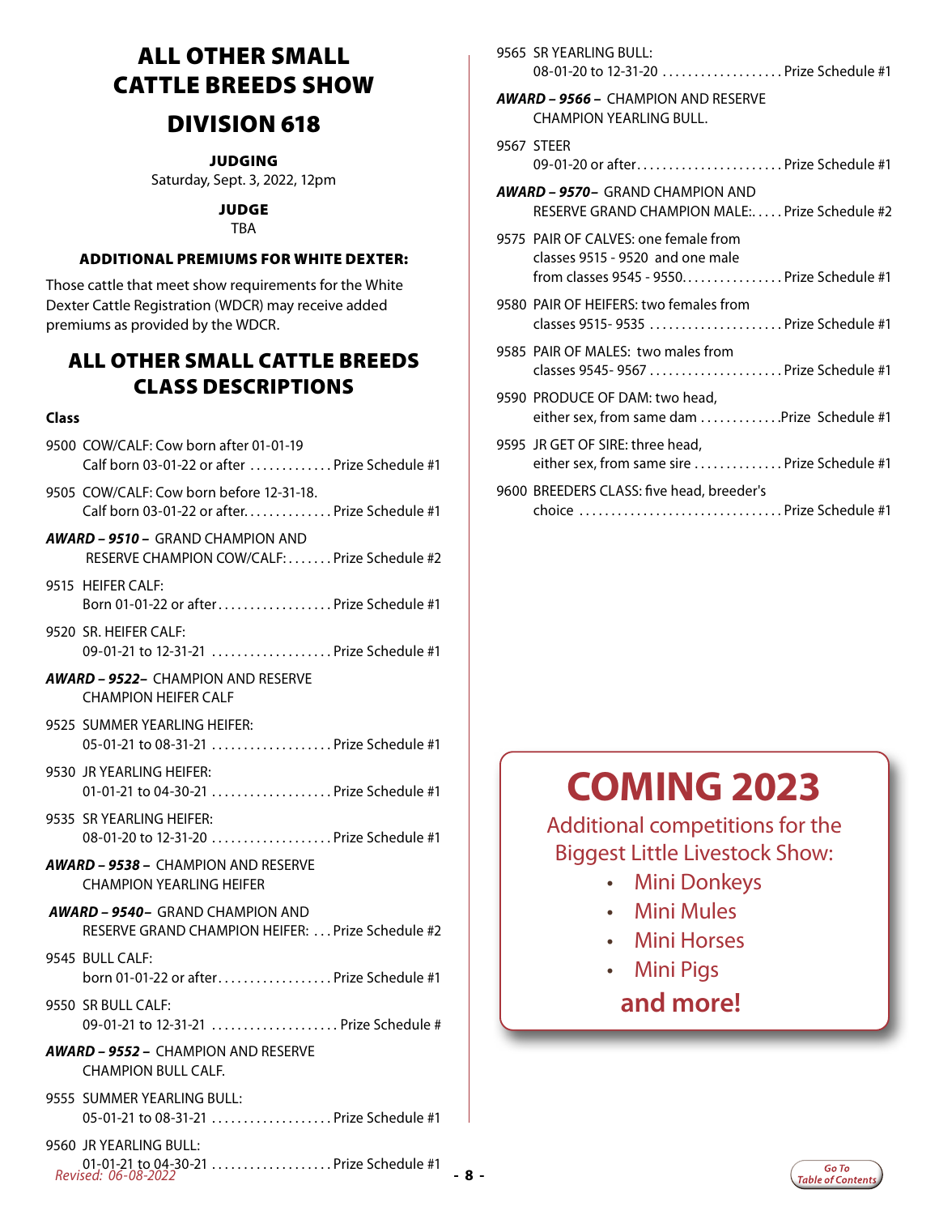# ALL OTHER SMALL CATTLE BREEDS SHOW

## DIVISION 618

**JUDGING**
Saturday, Sept. 3, 2022, 12pm

**JUDGE**
TBA

**ADDITIONAL PREMIUMS FOR WHITE DEXTER:**

Those cattle that meet show requirements for the White Dexter Cattle Registration (WDCR) may receive added premiums as provided by the WDCR.

## ALL OTHER SMALL CATTLE BREEDS CLASS DESCRIPTIONS

**Class**

9500 COW/CALF: Cow born after 01-01-19
Calf born 03-01-22 or after . . . . . . . . . . . . . Prize Schedule #1

9505 COW/CALF: Cow born before 12-31-18.
Calf born 03-01-22 or after. . . . . . . . . . . . . Prize Schedule #1

***AWARD – 9510 –*** GRAND CHAMPION AND RESERVE CHAMPION COW/CALF: . . . . . . . Prize Schedule #2

9515 HEIFER CALF:
Born 01-01-22 or after . . . . . . . . . . . . . . . . . Prize Schedule #1

9520 SR. HEIFER CALF:
09-01-21 to 12-31-21 . . . . . . . . . . . . . . . . . . Prize Schedule #1

***AWARD – 9522–*** CHAMPION AND RESERVE CHAMPION HEIFER CALF

9525 SUMMER YEARLING HEIFER:
05-01-21 to 08-31-21 . . . . . . . . . . . . . . . . . . Prize Schedule #1

9530 JR YEARLING HEIFER:
01-01-21 to 04-30-21 . . . . . . . . . . . . . . . . . . Prize Schedule #1

9535 SR YEARLING HEIFER:
08-01-20 to 12-31-20 . . . . . . . . . . . . . . . . . . Prize Schedule #1

***AWARD – 9538 –*** CHAMPION AND RESERVE CHAMPION YEARLING HEIFER

***AWARD – 9540–*** GRAND CHAMPION AND RESERVE GRAND CHAMPION HEIFER: . . . Prize Schedule #2

9545 BULL CALF:
born 01-01-22 or after. . . . . . . . . . . . . . . . . Prize Schedule #1

9550 SR BULL CALF:
09-01-21 to 12-31-21 . . . . . . . . . . . . . . . . . . . Prize Schedule #

***AWARD – 9552 –*** CHAMPION AND RESERVE CHAMPION BULL CALF.

9555 SUMMER YEARLING BULL:
05-01-21 to 08-31-21 . . . . . . . . . . . . . . . . . . Prize Schedule #1

9560 JR YEARLING BULL:
01-01-21 to 04-30-21 . . . . . . . . . . . . . . . . . . Prize Schedule #1

9565 SR YEARLING BULL:
08-01-20 to 12-31-20 . . . . . . . . . . . . . . . . . . Prize Schedule #1

***AWARD – 9566 –*** CHAMPION AND RESERVE CHAMPION YEARLING BULL.

9567 STEER
09-01-20 or after. . . . . . . . . . . . . . . . . . . . . . Prize Schedule #1

***AWARD – 9570–*** GRAND CHAMPION AND RESERVE GRAND CHAMPION MALE: . . . . . Prize Schedule #2

9575 PAIR OF CALVES: one female from classes 9515 - 9520 and one male from classes 9545 - 9550. . . . . . . . . . . . . . . . Prize Schedule #1

9580 PAIR OF HEIFERS: two females from classes 9515- 9535 . . . . . . . . . . . . . . . . . . . . Prize Schedule #1

9585 PAIR OF MALES: two males from classes 9545- 9567 . . . . . . . . . . . . . . . . . . . . Prize Schedule #1

9590 PRODUCE OF DAM: two head, either sex, from same dam . . . . . . . . . . . . .Prize Schedule #1

9595 JR GET OF SIRE: three head, either sex, from same sire . . . . . . . . . . . . . . Prize Schedule #1

9600 BREEDERS CLASS: five head, breeder's choice . . . . . . . . . . . . . . . . . . . . . . . . . . . . . . . Prize Schedule #1

# COMING 2023

Additional competitions for the Biggest Little Livestock Show:

- Mini Donkeys
- Mini Mules
- Mini Horses
- Mini Pigs

**and more!**

*Revised: 06-08-2022*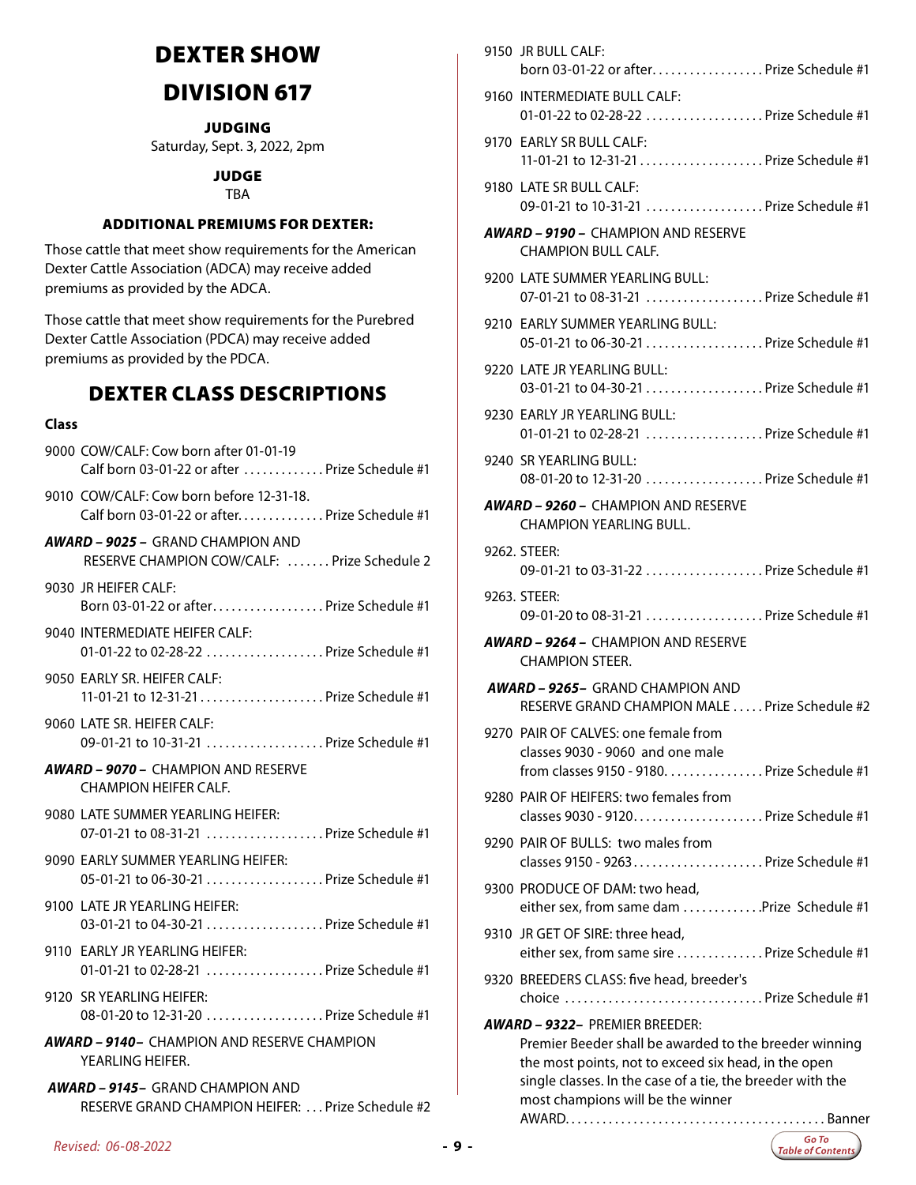# DEXTER SHOW

# DIVISION 617

**JUDGING**
Saturday, Sept. 3, 2022, 2pm

**JUDGE**
TBA

### ADDITIONAL PREMIUMS FOR DEXTER:

Those cattle that meet show requirements for the American Dexter Cattle Association (ADCA) may receive added premiums as provided by the ADCA.

Those cattle that meet show requirements for the Purebred Dexter Cattle Association (PDCA) may receive added premiums as provided by the PDCA.

## DEXTER CLASS DESCRIPTIONS

**Class**

9000 COW/CALF: Cow born after 01-01-19
Calf born 03-01-22 or after . . . . . . . . . . . . . Prize Schedule #1

9010 COW/CALF: Cow born before 12-31-18.
Calf born 03-01-22 or after. . . . . . . . . . . . . Prize Schedule #1

***AWARD – 9025 –*** GRAND CHAMPION AND RESERVE CHAMPION COW/CALF: . . . . . . . Prize Schedule 2

9030 JR HEIFER CALF:
Born 03-01-22 or after. . . . . . . . . . . . . . . . . Prize Schedule #1

9040 INTERMEDIATE HEIFER CALF:
01-01-22 to 02-28-22 . . . . . . . . . . . . . . . . . . Prize Schedule #1

9050 EARLY SR. HEIFER CALF:
11-01-21 to 12-31-21 . . . . . . . . . . . . . . . . . . Prize Schedule #1

9060 LATE SR. HEIFER CALF:
09-01-21 to 10-31-21 . . . . . . . . . . . . . . . . . . Prize Schedule #1

***AWARD – 9070 –*** CHAMPION AND RESERVE CHAMPION HEIFER CALF.

9080 LATE SUMMER YEARLING HEIFER:
07-01-21 to 08-31-21 . . . . . . . . . . . . . . . . . . Prize Schedule #1

9090 EARLY SUMMER YEARLING HEIFER:
05-01-21 to 06-30-21 . . . . . . . . . . . . . . . . . . Prize Schedule #1

9100 LATE JR YEARLING HEIFER:
03-01-21 to 04-30-21 . . . . . . . . . . . . . . . . . . Prize Schedule #1

9110 EARLY JR YEARLING HEIFER:
01-01-21 to 02-28-21 . . . . . . . . . . . . . . . . . . Prize Schedule #1

9120 SR YEARLING HEIFER:
08-01-20 to 12-31-20 . . . . . . . . . . . . . . . . . . Prize Schedule #1

***AWARD – 9140–*** CHAMPION AND RESERVE CHAMPION YEARLING HEIFER.

***AWARD – 9145–*** GRAND CHAMPION AND RESERVE GRAND CHAMPION HEIFER: . . . Prize Schedule #2

9150 JR BULL CALF:
born 03-01-22 or after. . . . . . . . . . . . . . . . . Prize Schedule #1

9160 INTERMEDIATE BULL CALF:
01-01-22 to 02-28-22 . . . . . . . . . . . . . . . . . . Prize Schedule #1

9170 EARLY SR BULL CALF:
11-01-21 to 12-31-21 . . . . . . . . . . . . . . . . . . Prize Schedule #1

9180 LATE SR BULL CALF:
09-01-21 to 10-31-21 . . . . . . . . . . . . . . . . . . Prize Schedule #1

***AWARD – 9190 –*** CHAMPION AND RESERVE CHAMPION BULL CALF.

9200 LATE SUMMER YEARLING BULL:
07-01-21 to 08-31-21 . . . . . . . . . . . . . . . . . . Prize Schedule #1

9210 EARLY SUMMER YEARLING BULL:
05-01-21 to 06-30-21 . . . . . . . . . . . . . . . . . . Prize Schedule #1

9220 LATE JR YEARLING BULL:
03-01-21 to 04-30-21 . . . . . . . . . . . . . . . . . . Prize Schedule #1

9230 EARLY JR YEARLING BULL:
01-01-21 to 02-28-21 . . . . . . . . . . . . . . . . . . Prize Schedule #1

9240 SR YEARLING BULL:
08-01-20 to 12-31-20 . . . . . . . . . . . . . . . . . . Prize Schedule #1

***AWARD – 9260 –*** CHAMPION AND RESERVE CHAMPION YEARLING BULL.

9262. STEER:
09-01-21 to 03-31-22 . . . . . . . . . . . . . . . . . . Prize Schedule #1

9263. STEER:
09-01-20 to 08-31-21 . . . . . . . . . . . . . . . . . . Prize Schedule #1

***AWARD – 9264 –*** CHAMPION AND RESERVE CHAMPION STEER.

***AWARD – 9265–*** GRAND CHAMPION AND RESERVE GRAND CHAMPION MALE . . . . . Prize Schedule #2

9270 PAIR OF CALVES: one female from classes 9030 - 9060 and one male from classes 9150 - 9180. . . . . . . . . . . . . . . . Prize Schedule #1

9280 PAIR OF HEIFERS: two females from classes 9030 - 9120. . . . . . . . . . . . . . . . . . . . Prize Schedule #1

9290 PAIR OF BULLS: two males from classes 9150 - 9263. . . . . . . . . . . . . . . . . . . . Prize Schedule #1

9300 PRODUCE OF DAM: two head, either sex, from same dam . . . . . . . . . . . . Prize Schedule #1

9310 JR GET OF SIRE: three head, either sex, from same sire . . . . . . . . . . . . . Prize Schedule #1

9320 BREEDERS CLASS: five head, breeder's choice . . . . . . . . . . . . . . . . . . . . . . . . . . . . . . . Prize Schedule #1

***AWARD – 9322–*** PREMIER BREEDER:
Premier Beeder shall be awarded to the breeder winning the most points, not to exceed six head, in the open single classes. In the case of a tie, the breeder with the most champions will be the winner
AWARD. . . . . . . . . . . . . . . . . . . . . . . . . . . . . . . . . . . . . . . . . Banner

*Revised: 06-08-2022*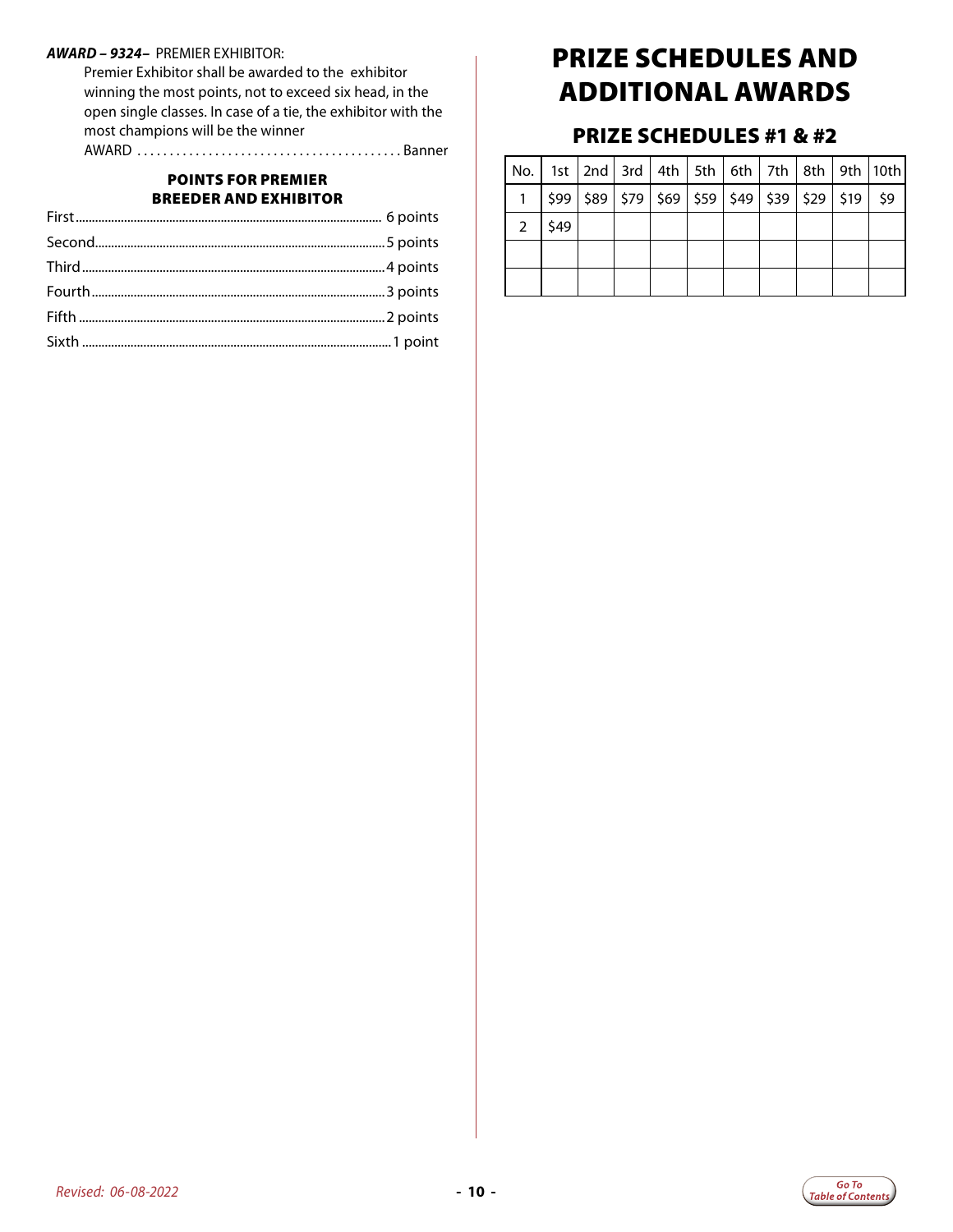***AWARD – 9324–*** PREMIER EXHIBITOR:

Premier Exhibitor shall be awarded to the exhibitor winning the most points, not to exceed six head, in the open single classes. In case of a tie, the exhibitor with the most champions will be the winner

AWARD ........................................ Banner

#### POINTS FOR PREMIER BREEDER AND EXHIBITOR

First ............................................................. 6 points

Second ............................................................. 5 points

Third ............................................................. 4 points

Fourth ............................................................. 3 points

Fifth ............................................................. 2 points

Sixth ............................................................. 1 point

# PRIZE SCHEDULES AND ADDITIONAL AWARDS

## PRIZE SCHEDULES #1 & #2

| No. | 1st | 2nd | 3rd | 4th | 5th | 6th | 7th | 8th | 9th | 10th |
|---|---|---|---|---|---|---|---|---|---|---|
| 1 | $99 | $89 | $79 | $69 | $59 | $49 | $39 | $29 | $19 | $9 |
| 2 | $49 | | | | | | | | | |
| | | | | | | | | | | |
| | | | | | | | | | | |